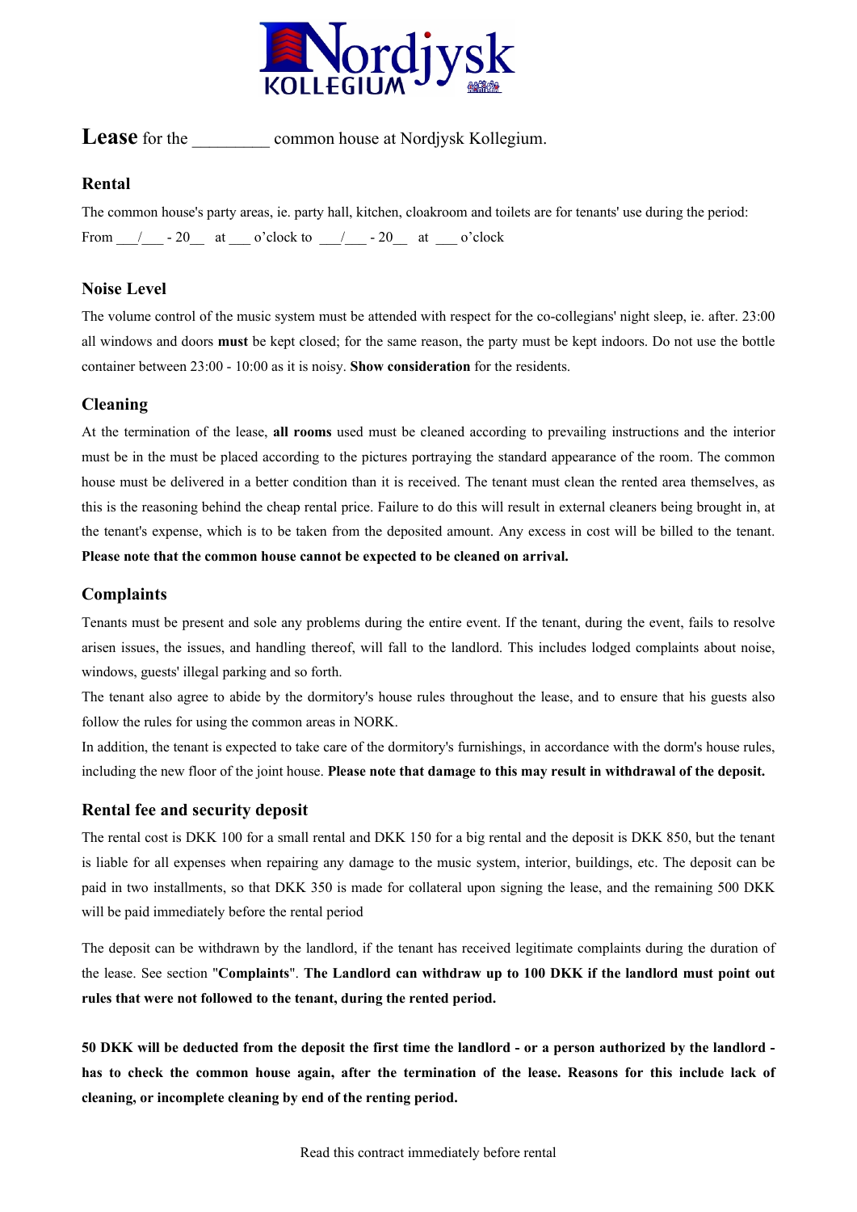# Lease for the _________ common house at Nordjysk Kollegium.

## Rental

The common house's party areas, ie. party hall, kitchen, cloakroom and toilets are for tenants' use during the period:

From ___/___ - 20__ at ___ o'clock to ___/___ - 20__ at ___ o'clock

## Noise Level

The volume control of the music system must be attended with respect for the co-collegians' night sleep, ie. after. 23:00 all windows and doors **must** be kept closed; for the same reason, the party must be kept indoors. Do not use the bottle container between 23:00 - 10:00 as it is noisy. **Show consideration** for the residents.

## Cleaning

At the termination of the lease, **all rooms** used must be cleaned according to prevailing instructions and the interior must be in the must be placed according to the pictures portraying the standard appearance of the room. The common house must be delivered in a better condition than it is received. The tenant must clean the rented area themselves, as this is the reasoning behind the cheap rental price. Failure to do this will result in external cleaners being brought in, at the tenant's expense, which is to be taken from the deposited amount. Any excess in cost will be billed to the tenant. **Please note that the common house cannot be expected to be cleaned on arrival.**

## Complaints

Tenants must be present and sole any problems during the entire event. If the tenant, during the event, fails to resolve arisen issues, the issues, and handling thereof, will fall to the landlord. This includes lodged complaints about noise, windows, guests' illegal parking and so forth.

The tenant also agree to abide by the dormitory's house rules throughout the lease, and to ensure that his guests also follow the rules for using the common areas in NORK.

In addition, the tenant is expected to take care of the dormitory's furnishings, in accordance with the dorm's house rules, including the new floor of the joint house. **Please note that damage to this may result in withdrawal of the deposit.**

## Rental fee and security deposit

The rental cost is DKK 100 for a small rental and DKK 150 for a big rental and the deposit is DKK 850, but the tenant is liable for all expenses when repairing any damage to the music system, interior, buildings, etc. The deposit can be paid in two installments, so that DKK 350 is made for collateral upon signing the lease, and the remaining 500 DKK will be paid immediately before the rental period

The deposit can be withdrawn by the landlord, if the tenant has received legitimate complaints during the duration of the lease. See section "**Complaints**". **The Landlord can withdraw up to 100 DKK if the landlord must point out rules that were not followed to the tenant, during the rented period.**

**50 DKK will be deducted from the deposit the first time the landlord - or a person authorized by the landlord - has to check the common house again, after the termination of the lease. Reasons for this include lack of cleaning, or incomplete cleaning by end of the renting period.**

Read this contract immediately before rental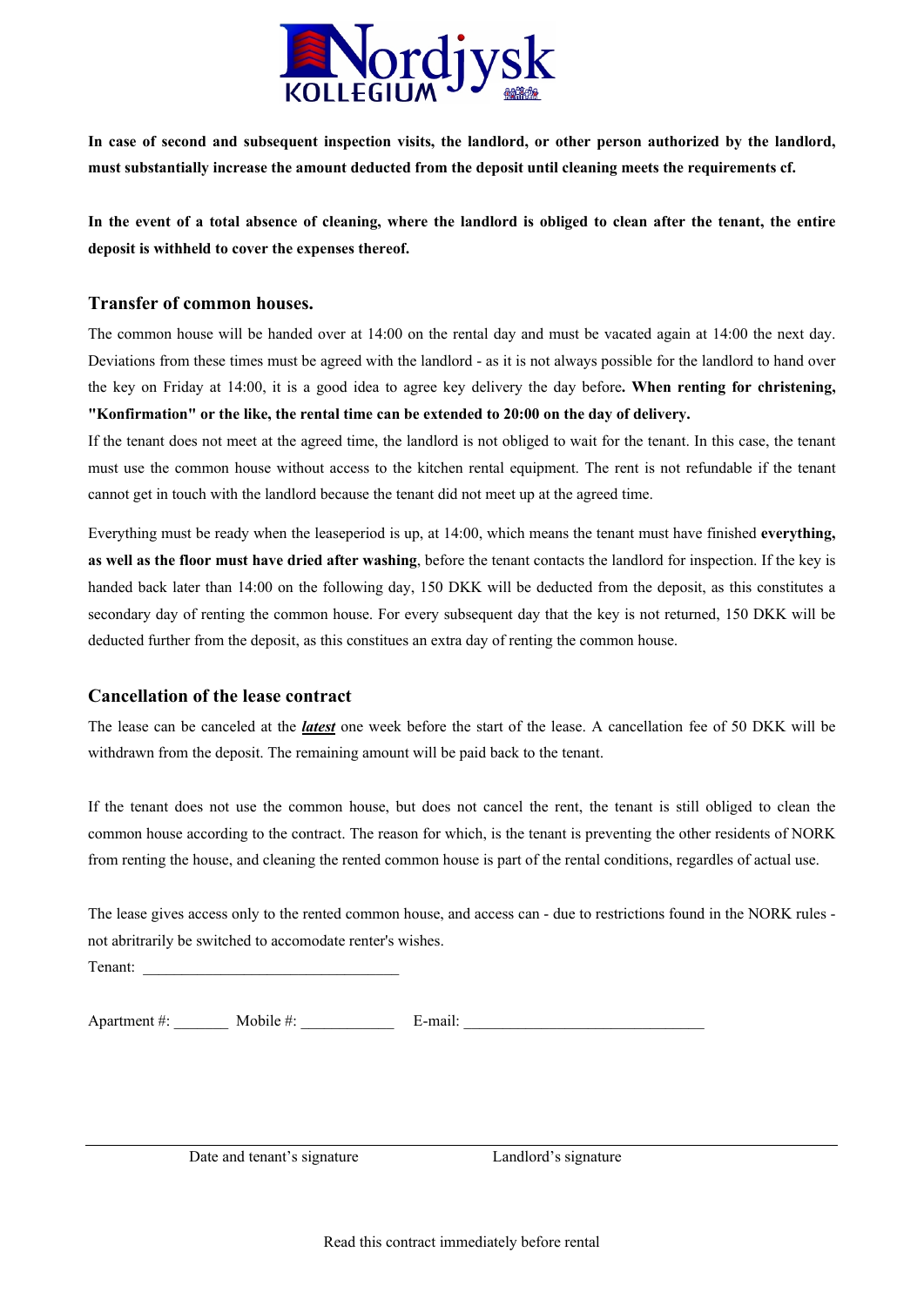**In case of second and subsequent inspection visits, the landlord, or other person authorized by the landlord, must substantially increase the amount deducted from the deposit until cleaning meets the requirements cf.**

**In the event of a total absence of cleaning, where the landlord is obliged to clean after the tenant, the entire deposit is withheld to cover the expenses thereof.**

## Transfer of common houses.

The common house will be handed over at 14:00 on the rental day and must be vacated again at 14:00 the next day. Deviations from these times must be agreed with the landlord - as it is not always possible for the landlord to hand over the key on Friday at 14:00, it is a good idea to agree key delivery the day before**. When renting for christening, "Konfirmation" or the like, the rental time can be extended to 20:00 on the day of delivery.**

If the tenant does not meet at the agreed time, the landlord is not obliged to wait for the tenant. In this case, the tenant must use the common house without access to the kitchen rental equipment. The rent is not refundable if the tenant cannot get in touch with the landlord because the tenant did not meet up at the agreed time.

Everything must be ready when the leaseperiod is up, at 14:00, which means the tenant must have finished **everything, as well as the floor must have dried after washing**, before the tenant contacts the landlord for inspection. If the key is handed back later than 14:00 on the following day, 150 DKK will be deducted from the deposit, as this constitutes a secondary day of renting the common house. For every subsequent day that the key is not returned, 150 DKK will be deducted further from the deposit, as this constitues an extra day of renting the common house.

## Cancellation of the lease contract

The lease can be canceled at the ***latest*** one week before the start of the lease. A cancellation fee of 50 DKK will be withdrawn from the deposit. The remaining amount will be paid back to the tenant.

If the tenant does not use the common house, but does not cancel the rent, the tenant is still obliged to clean the common house according to the contract. The reason for which, is the tenant is preventing the other residents of NORK from renting the house, and cleaning the rented common house is part of the rental conditions, regardles of actual use.

The lease gives access only to the rented common house, and access can - due to restrictions found in the NORK rules - not abritrarily be switched to accomodate renter's wishes.

Tenant: ________________________________

Apartment #: _______ Mobile #: ____________ E-mail: ______________________________

Date and tenant's signature Landlord's signature

Read this contract immediately before rental